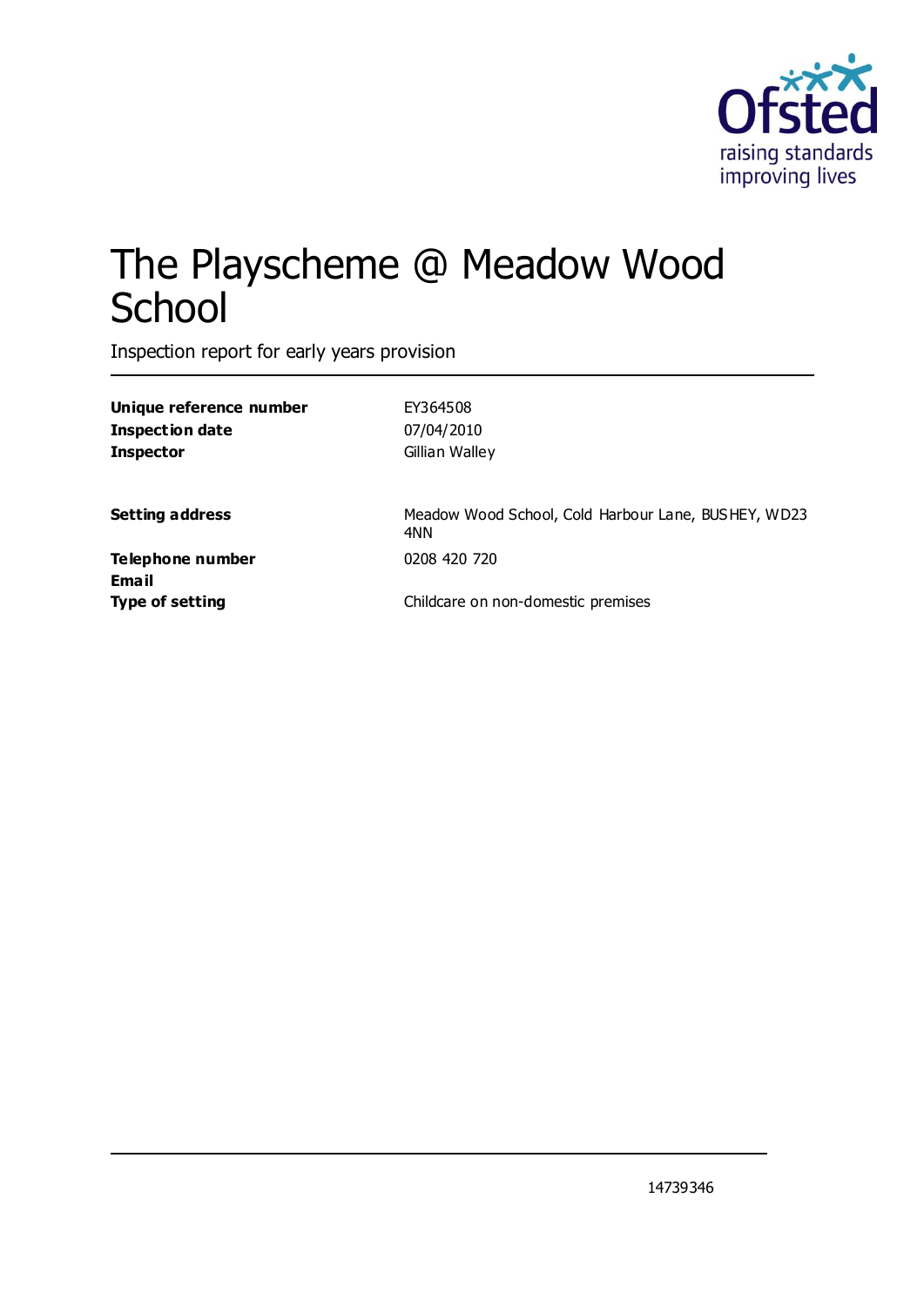# The Playscheme @ Meadow Wood School

Inspection report for early years provision

| | |
|---|---|
| **Unique reference number** | EY364508 |
| **Inspection date** | 07/04/2010 |
| **Inspector** | Gillian Walley |
| | |
| **Setting address** | Meadow Wood School, Cold Harbour Lane, BUSHEY, WD23 4NN |
| **Telephone number** | 0208 420 720 |
| **Email** | |
| **Type of setting** | Childcare on non-domestic premises |

14739346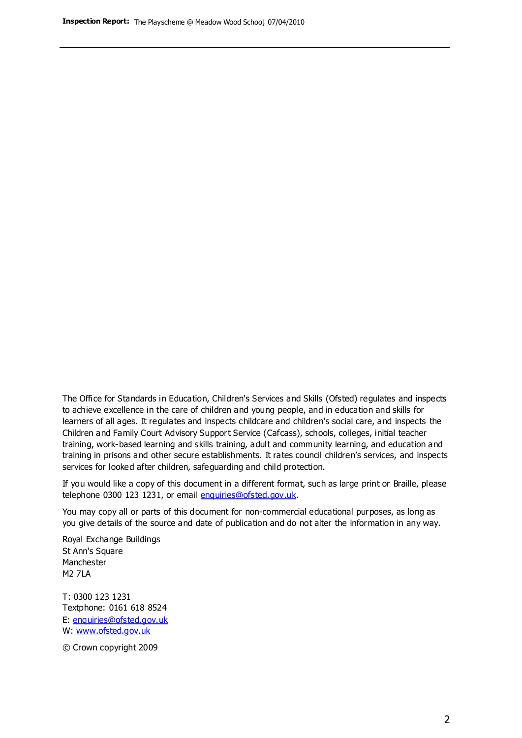The Office for Standards in Education, Children's Services and Skills (Ofsted) regulates and inspects to achieve excellence in the care of children and young people, and in education and skills for learners of all ages. It regulates and inspects childcare and children's social care, and inspects the Children and Family Court Advisory Support Service (Cafcass), schools, colleges, initial teacher training, work-based learning and skills training, adult and community learning, and education and training in prisons and other secure establishments. It rates council children's services, and inspects services for looked after children, safeguarding and child protection.

If you would like a copy of this document in a different format, such as large print or Braille, please telephone 0300 123 1231, or email enquiries@ofsted.gov.uk.

You may copy all or parts of this document for non-commercial educational purposes, as long as you give details of the source and date of publication and do not alter the information in any way.

Royal Exchange Buildings
St Ann's Square
Manchester
M2 7LA

T: 0300 123 1231
Textphone: 0161 618 8524
E: enquiries@ofsted.gov.uk
W: www.ofsted.gov.uk

© Crown copyright 2009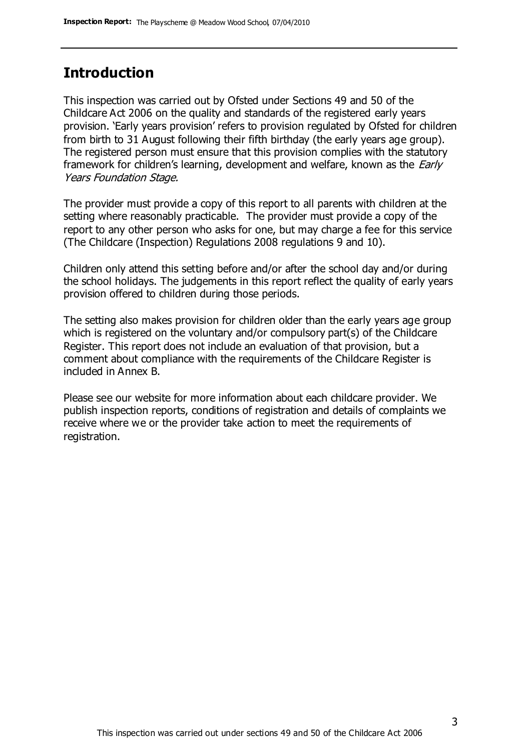## Introduction

This inspection was carried out by Ofsted under Sections 49 and 50 of the Childcare Act 2006 on the quality and standards of the registered early years provision. 'Early years provision' refers to provision regulated by Ofsted for children from birth to 31 August following their fifth birthday (the early years age group). The registered person must ensure that this provision complies with the statutory framework for children's learning, development and welfare, known as the *Early Years Foundation Stage.*

The provider must provide a copy of this report to all parents with children at the setting where reasonably practicable. The provider must provide a copy of the report to any other person who asks for one, but may charge a fee for this service (The Childcare (Inspection) Regulations 2008 regulations 9 and 10).

Children only attend this setting before and/or after the school day and/or during the school holidays. The judgements in this report reflect the quality of early years provision offered to children during those periods.

The setting also makes provision for children older than the early years age group which is registered on the voluntary and/or compulsory part(s) of the Childcare Register. This report does not include an evaluation of that provision, but a comment about compliance with the requirements of the Childcare Register is included in Annex B.

Please see our website for more information about each childcare provider. We publish inspection reports, conditions of registration and details of complaints we receive where we or the provider take action to meet the requirements of registration.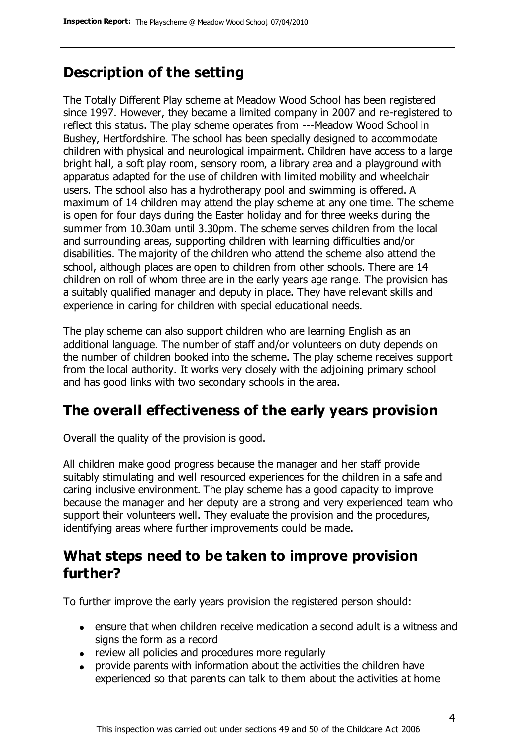## Description of the setting

The Totally Different Play scheme at Meadow Wood School has been registered since 1997. However, they became a limited company in 2007 and re-registered to reflect this status. The play scheme operates from ---Meadow Wood School in Bushey, Hertfordshire. The school has been specially designed to accommodate children with physical and neurological impairment. Children have access to a large bright hall, a soft play room, sensory room, a library area and a playground with apparatus adapted for the use of children with limited mobility and wheelchair users. The school also has a hydrotherapy pool and swimming is offered. A maximum of 14 children may attend the play scheme at any one time. The scheme is open for four days during the Easter holiday and for three weeks during the summer from 10.30am until 3.30pm. The scheme serves children from the local and surrounding areas, supporting children with learning difficulties and/or disabilities. The majority of the children who attend the scheme also attend the school, although places are open to children from other schools. There are 14 children on roll of whom three are in the early years age range. The provision has a suitably qualified manager and deputy in place. They have relevant skills and experience in caring for children with special educational needs.

The play scheme can also support children who are learning English as an additional language. The number of staff and/or volunteers on duty depends on the number of children booked into the scheme. The play scheme receives support from the local authority. It works very closely with the adjoining primary school and has good links with two secondary schools in the area.

## The overall effectiveness of the early years provision

Overall the quality of the provision is good.

All children make good progress because the manager and her staff provide suitably stimulating and well resourced experiences for the children in a safe and caring inclusive environment. The play scheme has a good capacity to improve because the manager and her deputy are a strong and very experienced team who support their volunteers well. They evaluate the provision and the procedures, identifying areas where further improvements could be made.

## What steps need to be taken to improve provision further?

To further improve the early years provision the registered person should:

- ensure that when children receive medication a second adult is a witness and signs the form as a record
- review all policies and procedures more regularly
- provide parents with information about the activities the children have experienced so that parents can talk to them about the activities at home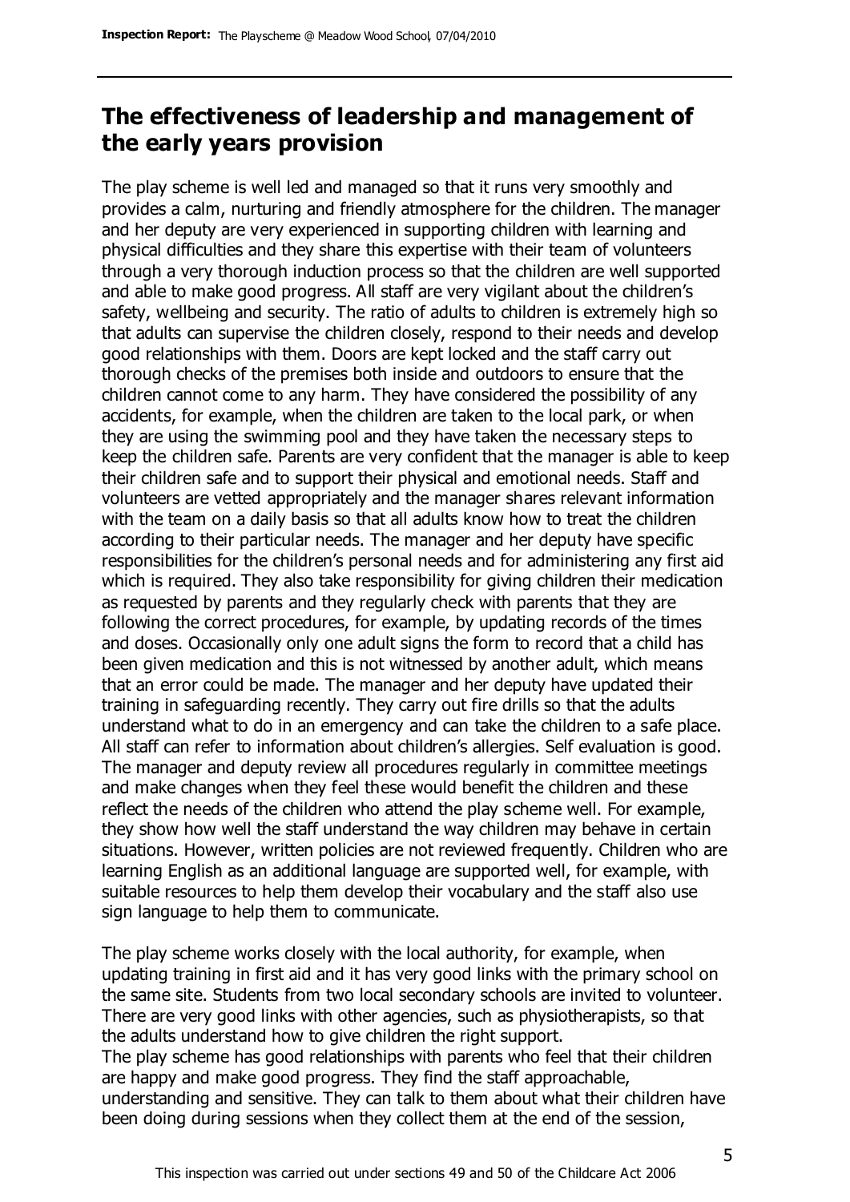## The effectiveness of leadership and management of the early years provision

The play scheme is well led and managed so that it runs very smoothly and provides a calm, nurturing and friendly atmosphere for the children. The manager and her deputy are very experienced in supporting children with learning and physical difficulties and they share this expertise with their team of volunteers through a very thorough induction process so that the children are well supported and able to make good progress. All staff are very vigilant about the children's safety, wellbeing and security. The ratio of adults to children is extremely high so that adults can supervise the children closely, respond to their needs and develop good relationships with them. Doors are kept locked and the staff carry out thorough checks of the premises both inside and outdoors to ensure that the children cannot come to any harm. They have considered the possibility of any accidents, for example, when the children are taken to the local park, or when they are using the swimming pool and they have taken the necessary steps to keep the children safe. Parents are very confident that the manager is able to keep their children safe and to support their physical and emotional needs. Staff and volunteers are vetted appropriately and the manager shares relevant information with the team on a daily basis so that all adults know how to treat the children according to their particular needs. The manager and her deputy have specific responsibilities for the children's personal needs and for administering any first aid which is required. They also take responsibility for giving children their medication as requested by parents and they regularly check with parents that they are following the correct procedures, for example, by updating records of the times and doses. Occasionally only one adult signs the form to record that a child has been given medication and this is not witnessed by another adult, which means that an error could be made. The manager and her deputy have updated their training in safeguarding recently. They carry out fire drills so that the adults understand what to do in an emergency and can take the children to a safe place. All staff can refer to information about children's allergies. Self evaluation is good. The manager and deputy review all procedures regularly in committee meetings and make changes when they feel these would benefit the children and these reflect the needs of the children who attend the play scheme well. For example, they show how well the staff understand the way children may behave in certain situations. However, written policies are not reviewed frequently. Children who are learning English as an additional language are supported well, for example, with suitable resources to help them develop their vocabulary and the staff also use sign language to help them to communicate.

The play scheme works closely with the local authority, for example, when updating training in first aid and it has very good links with the primary school on the same site. Students from two local secondary schools are invited to volunteer. There are very good links with other agencies, such as physiotherapists, so that the adults understand how to give children the right support.

The play scheme has good relationships with parents who feel that their children are happy and make good progress. They find the staff approachable, understanding and sensitive. They can talk to them about what their children have been doing during sessions when they collect them at the end of the session,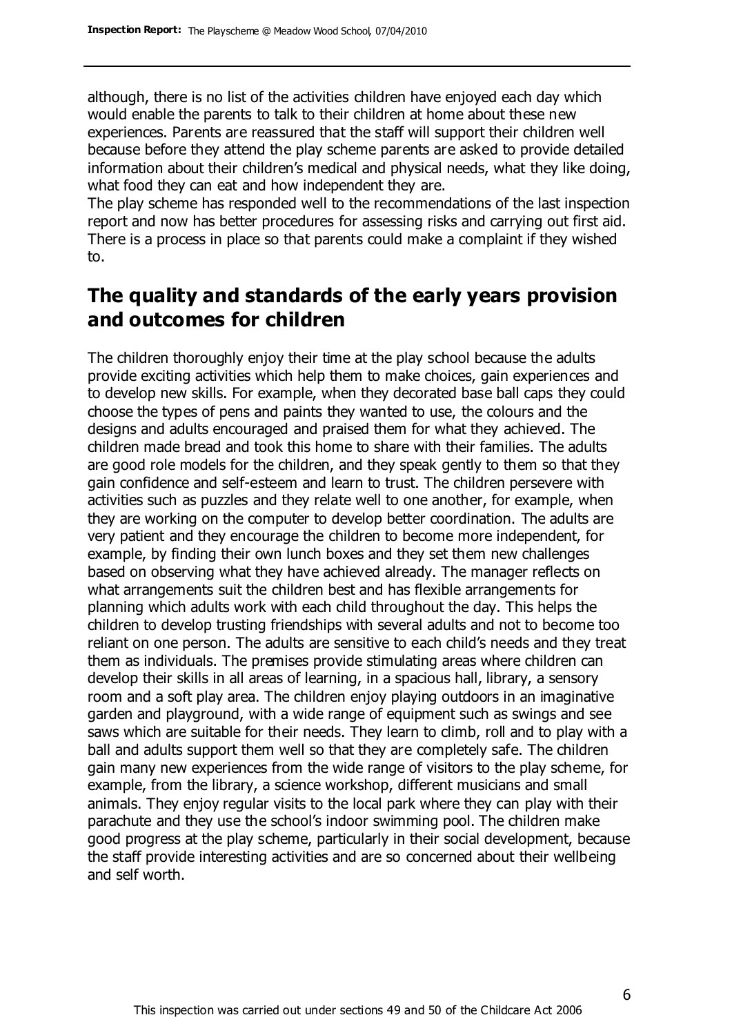although, there is no list of the activities children have enjoyed each day which would enable the parents to talk to their children at home about these new experiences. Parents are reassured that the staff will support their children well because before they attend the play scheme parents are asked to provide detailed information about their children's medical and physical needs, what they like doing, what food they can eat and how independent they are.

The play scheme has responded well to the recommendations of the last inspection report and now has better procedures for assessing risks and carrying out first aid. There is a process in place so that parents could make a complaint if they wished to.

## The quality and standards of the early years provision and outcomes for children

The children thoroughly enjoy their time at the play school because the adults provide exciting activities which help them to make choices, gain experiences and to develop new skills. For example, when they decorated base ball caps they could choose the types of pens and paints they wanted to use, the colours and the designs and adults encouraged and praised them for what they achieved. The children made bread and took this home to share with their families. The adults are good role models for the children, and they speak gently to them so that they gain confidence and self-esteem and learn to trust. The children persevere with activities such as puzzles and they relate well to one another, for example, when they are working on the computer to develop better coordination. The adults are very patient and they encourage the children to become more independent, for example, by finding their own lunch boxes and they set them new challenges based on observing what they have achieved already. The manager reflects on what arrangements suit the children best and has flexible arrangements for planning which adults work with each child throughout the day. This helps the children to develop trusting friendships with several adults and not to become too reliant on one person. The adults are sensitive to each child's needs and they treat them as individuals. The premises provide stimulating areas where children can develop their skills in all areas of learning, in a spacious hall, library, a sensory room and a soft play area. The children enjoy playing outdoors in an imaginative garden and playground, with a wide range of equipment such as swings and see saws which are suitable for their needs. They learn to climb, roll and to play with a ball and adults support them well so that they are completely safe. The children gain many new experiences from the wide range of visitors to the play scheme, for example, from the library, a science workshop, different musicians and small animals. They enjoy regular visits to the local park where they can play with their parachute and they use the school's indoor swimming pool. The children make good progress at the play scheme, particularly in their social development, because the staff provide interesting activities and are so concerned about their wellbeing and self worth.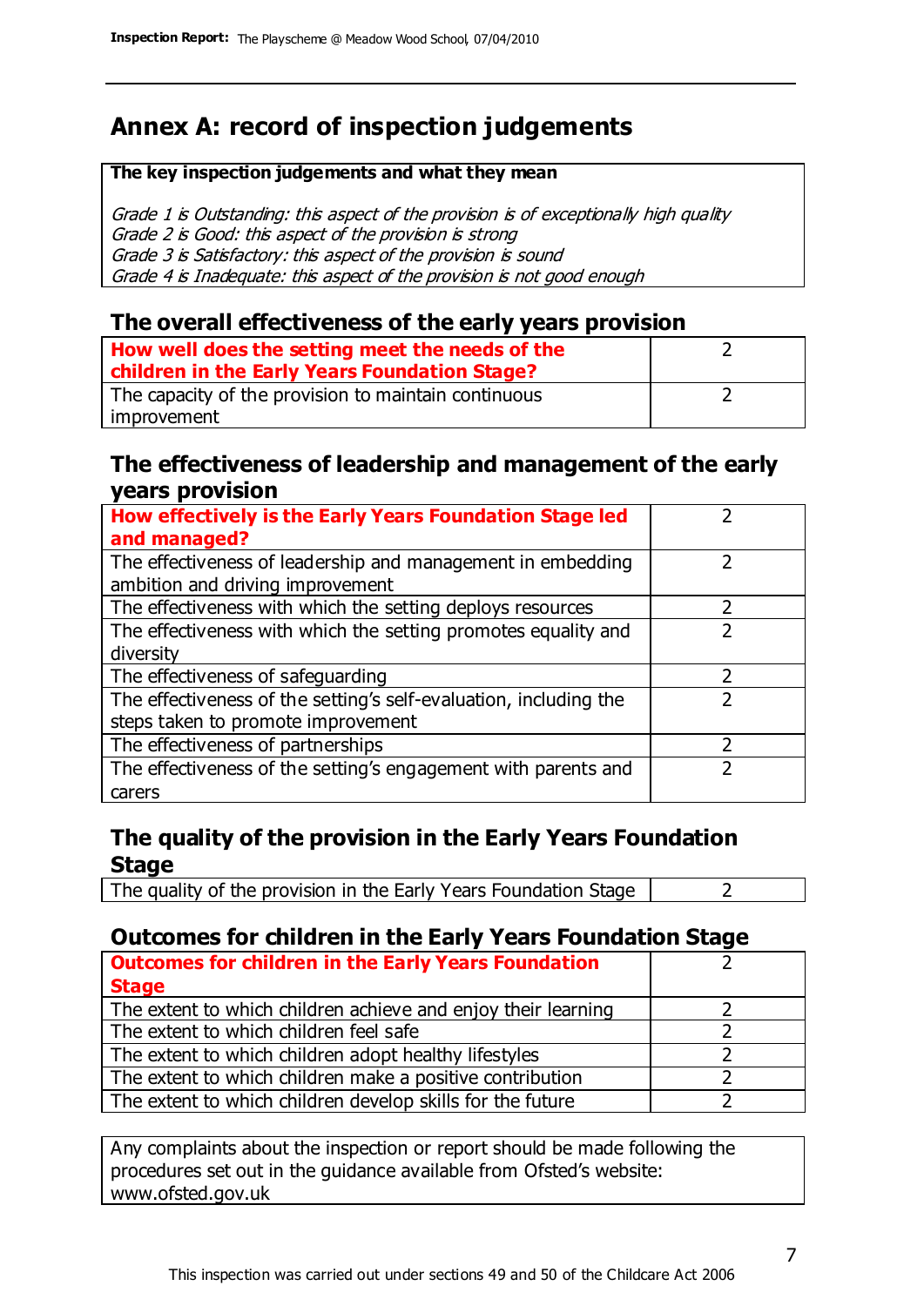## Annex A: record of inspection judgements

| The key inspection judgements and what they mean |
|---|
| *Grade 1 is Outstanding: this aspect of the provision is of exceptionally high quality*<br>*Grade 2 is Good: this aspect of the provision is strong*<br>*Grade 3 is Satisfactory: this aspect of the provision is sound*<br>*Grade 4 is Inadequate: this aspect of the provision is not good enough* |

### The overall effectiveness of the early years provision

| | |
|---|---|
| **How well does the setting meet the needs of the children in the Early Years Foundation Stage?** | 2 |
| The capacity of the provision to maintain continuous improvement | 2 |

### The effectiveness of leadership and management of the early years provision

| | |
|---|---|
| **How effectively is the Early Years Foundation Stage led and managed?** | 2 |
| The effectiveness of leadership and management in embedding ambition and driving improvement | 2 |
| The effectiveness with which the setting deploys resources | 2 |
| The effectiveness with which the setting promotes equality and diversity | 2 |
| The effectiveness of safeguarding | 2 |
| The effectiveness of the setting's self-evaluation, including the steps taken to promote improvement | 2 |
| The effectiveness of partnerships | 2 |
| The effectiveness of the setting's engagement with parents and carers | 2 |

### The quality of the provision in the Early Years Foundation Stage

| | |
|---|---|
| The quality of the provision in the Early Years Foundation Stage | 2 |

### Outcomes for children in the Early Years Foundation Stage

| | |
|---|---|
| **Outcomes for children in the Early Years Foundation Stage** | 2 |
| The extent to which children achieve and enjoy their learning | 2 |
| The extent to which children feel safe | 2 |
| The extent to which children adopt healthy lifestyles | 2 |
| The extent to which children make a positive contribution | 2 |
| The extent to which children develop skills for the future | 2 |

Any complaints about the inspection or report should be made following the procedures set out in the guidance available from Ofsted's website: www.ofsted.gov.uk

This inspection was carried out under sections 49 and 50 of the Childcare Act 2006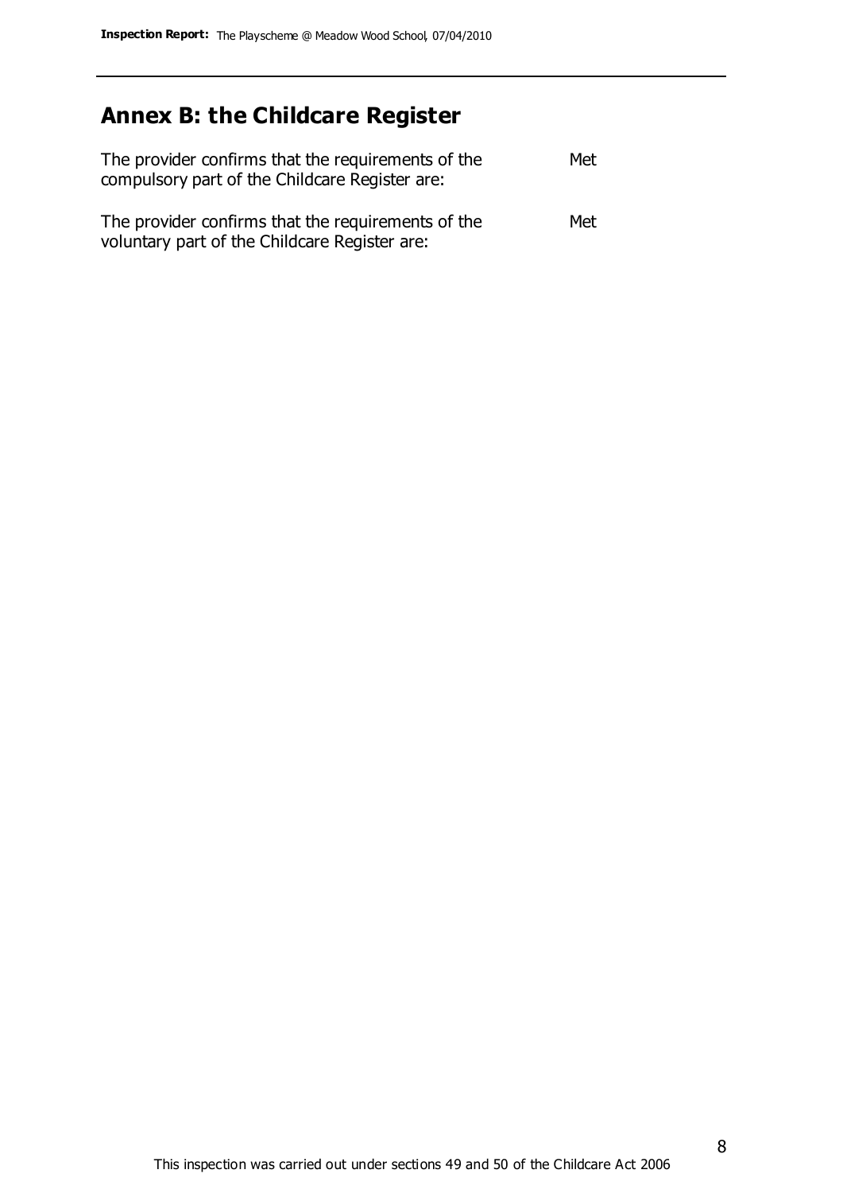## Annex B: the Childcare Register

| | |
|---|---|
| The provider confirms that the requirements of the compulsory part of the Childcare Register are: | Met |
| The provider confirms that the requirements of the voluntary part of the Childcare Register are: | Met |

This inspection was carried out under sections 49 and 50 of the Childcare Act 2006